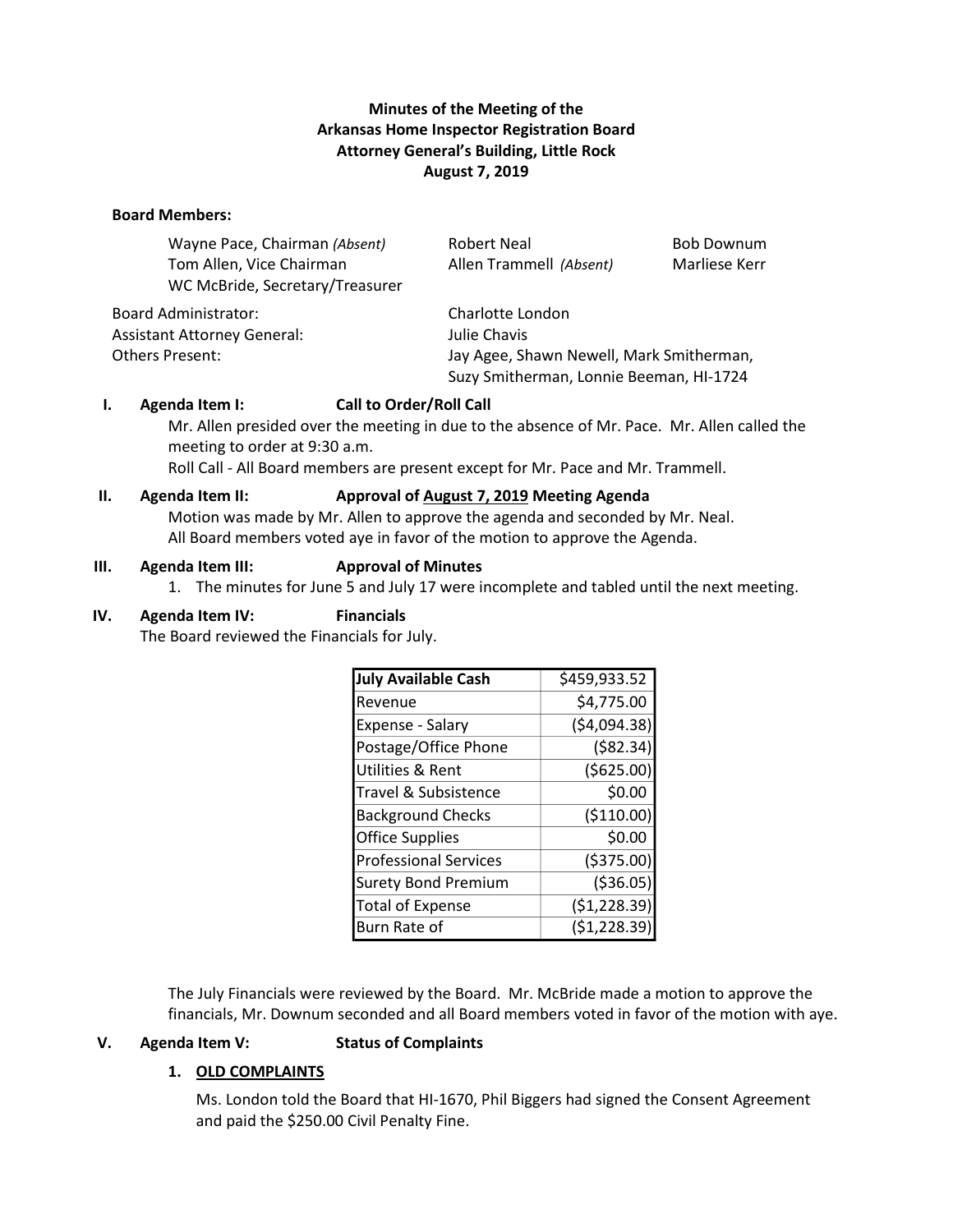**Minutes of the Meeting of the**
**Arkansas Home Inspector Registration Board**
**Attorney General's Building, Little Rock**
**August 7, 2019**

**Board Members:**

| | | |
|---|---|---|
| Wayne Pace, Chairman *(Absent)* | Robert Neal | Bob Downum |
| Tom Allen, Vice Chairman | Allen Trammell *(Absent)* | Marliese Kerr |
| WC McBride, Secretary/Treasurer | | |

| | |
|---|---|
| Board Administrator: | Charlotte London |
| Assistant Attorney General: | Julie Chavis |
| Others Present: | Jay Agee, Shawn Newell, Mark Smitherman, Suzy Smitherman, Lonnie Beeman, HI-1724 |

**I. Agenda Item I: Call to Order/Roll Call**

Mr. Allen presided over the meeting in due to the absence of Mr. Pace. Mr. Allen called the meeting to order at 9:30 a.m.

Roll Call - All Board members are present except for Mr. Pace and Mr. Trammell.

**II. Agenda Item II: Approval of <u>August 7, 2019</u> Meeting Agenda**

Motion was made by Mr. Allen to approve the agenda and seconded by Mr. Neal. All Board members voted aye in favor of the motion to approve the Agenda.

**III. Agenda Item III: Approval of Minutes**

1. The minutes for June 5 and July 17 were incomplete and tabled until the next meeting.

**IV. Agenda Item IV: Financials**

The Board reviewed the Financials for July.

| **July Available Cash** | $459,933.52 |
|---|---|
| Revenue | $4,775.00 |
| Expense - Salary | ($4,094.38) |
| Postage/Office Phone | ($82.34) |
| Utilities & Rent | ($625.00) |
| Travel & Subsistence | $0.00 |
| Background Checks | ($110.00) |
| Office Supplies | $0.00 |
| Professional Services | ($375.00) |
| Surety Bond Premium | ($36.05) |
| Total of Expense | ($1,228.39) |
| Burn Rate of | ($1,228.39) |

The July Financials were reviewed by the Board. Mr. McBride made a motion to approve the financials, Mr. Downum seconded and all Board members voted in favor of the motion with aye.

**V. Agenda Item V: Status of Complaints**

**1. <u>OLD COMPLAINTS</u>**

Ms. London told the Board that HI-1670, Phil Biggers had signed the Consent Agreement and paid the $250.00 Civil Penalty Fine.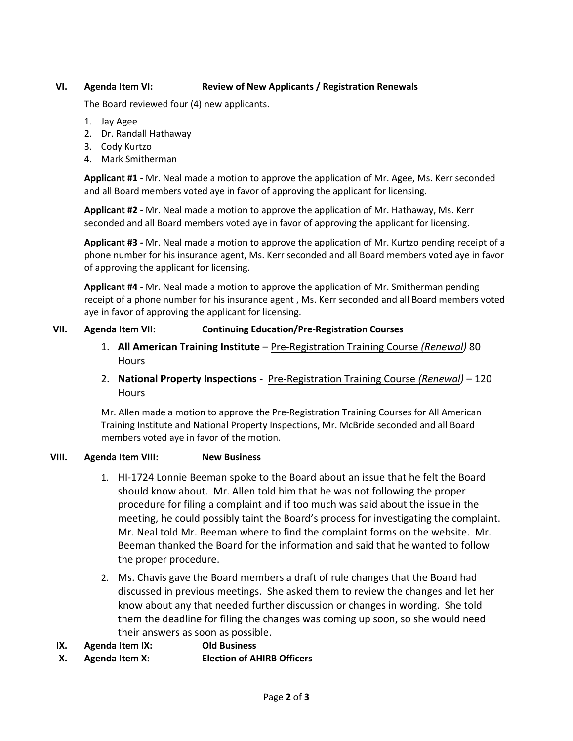## VI. Agenda Item VI: Review of New Applicants / Registration Renewals

The Board reviewed four (4) new applicants.

1. Jay Agee
2. Dr. Randall Hathaway
3. Cody Kurtzo
4. Mark Smitherman

**Applicant #1 -** Mr. Neal made a motion to approve the application of Mr. Agee, Ms. Kerr seconded and all Board members voted aye in favor of approving the applicant for licensing.

**Applicant #2 -** Mr. Neal made a motion to approve the application of Mr. Hathaway, Ms. Kerr seconded and all Board members voted aye in favor of approving the applicant for licensing.

**Applicant #3 -** Mr. Neal made a motion to approve the application of Mr. Kurtzo pending receipt of a phone number for his insurance agent, Ms. Kerr seconded and all Board members voted aye in favor of approving the applicant for licensing.

**Applicant #4 -** Mr. Neal made a motion to approve the application of Mr. Smitherman pending receipt of a phone number for his insurance agent , Ms. Kerr seconded and all Board members voted aye in favor of approving the applicant for licensing.

## VII. Agenda Item VII: Continuing Education/Pre-Registration Courses

1. **All American Training Institute** – Pre-Registration Training Course *(Renewal)* 80 Hours
2. **National Property Inspections -** Pre-Registration Training Course *(Renewal)* – 120 Hours

Mr. Allen made a motion to approve the Pre-Registration Training Courses for All American Training Institute and National Property Inspections, Mr. McBride seconded and all Board members voted aye in favor of the motion.

## VIII. Agenda Item VIII: New Business

1. HI-1724 Lonnie Beeman spoke to the Board about an issue that he felt the Board should know about. Mr. Allen told him that he was not following the proper procedure for filing a complaint and if too much was said about the issue in the meeting, he could possibly taint the Board's process for investigating the complaint. Mr. Neal told Mr. Beeman where to find the complaint forms on the website. Mr. Beeman thanked the Board for the information and said that he wanted to follow the proper procedure.
2. Ms. Chavis gave the Board members a draft of rule changes that the Board had discussed in previous meetings. She asked them to review the changes and let her know about any that needed further discussion or changes in wording. She told them the deadline for filing the changes was coming up soon, so she would need their answers as soon as possible.

## IX. Agenda Item IX: Old Business

## X. Agenda Item X: Election of AHIRB Officers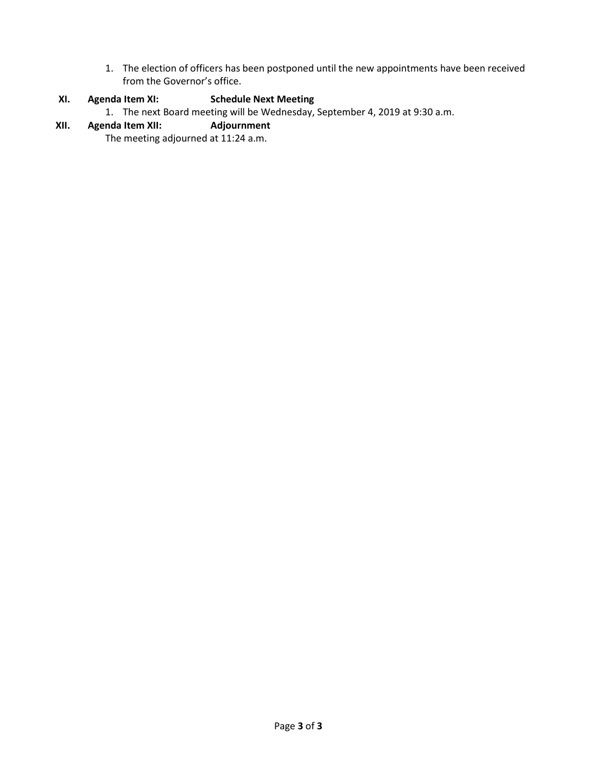1. The election of officers has been postponed until the new appointments have been received from the Governor's office.

**XI. Agenda Item XI: Schedule Next Meeting**

1. The next Board meeting will be Wednesday, September 4, 2019 at 9:30 a.m.

**XII. Agenda Item XII: Adjournment**

The meeting adjourned at 11:24 a.m.